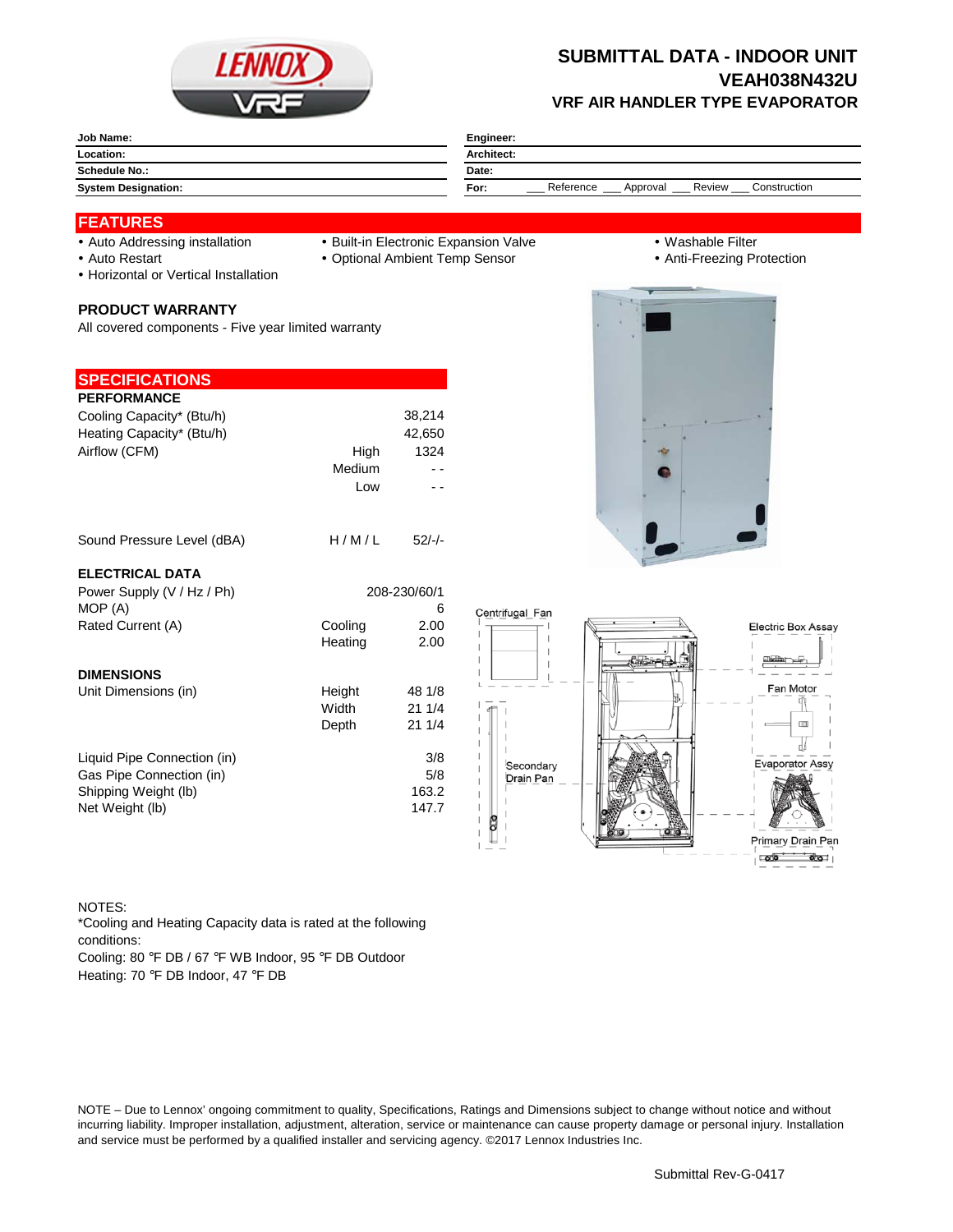# SUBMITTAL DATA - INDOOR UNIT
# VEAH038N432U
## VRF AIR HANDLER TYPE EVAPORATOR

| Job Name: | Engineer: |
|---|---|
| Location: | Architect: |
| Schedule No.: | Date: |
| System Designation: | For: ___ Reference ___ Approval ___ Review ___ Construction |

## FEATURES

- Auto Addressing installation
- Auto Restart
- Horizontal or Vertical Installation
- Built-in Electronic Expansion Valve
- Optional Ambient Temp Sensor
- Washable Filter
- Anti-Freezing Protection

### PRODUCT WARRANTY

All covered components - Five year limited warranty

## SPECIFICATIONS

### PERFORMANCE

| | | |
|---|---|---|
| Cooling Capacity* (Btu/h) | | 38,214 |
| Heating Capacity* (Btu/h) | | 42,650 |
| Airflow (CFM) | High | 1324 |
| | Medium | - - |
| | Low | - - |
| Sound Pressure Level (dBA) | H / M / L | 52/-/- |

### ELECTRICAL DATA

| | | |
|---|---|---|
| Power Supply (V / Hz / Ph) | | 208-230/60/1 |
| MOP (A) | | 6 |
| Rated Current (A) | Cooling | 2.00 |
| | Heating | 2.00 |

### DIMENSIONS

| | | |
|---|---|---|
| Unit Dimensions (in) | Height | 48 1/8 |
| | Width | 21 1/4 |
| | Depth | 21 1/4 |
| Liquid Pipe Connection (in) | | 3/8 |
| Gas Pipe Connection (in) | | 5/8 |
| Shipping Weight (lb) | | 163.2 |
| Net Weight (lb) | | 147.7 |

Centrifugal Fan, Electric Box Assy, Fan Motor, Secondary Drain Pan, Evaporator Assy, Primary Drain Pan

NOTES:
*Cooling and Heating Capacity data is rated at the following conditions:
Cooling: 80 °F DB / 67 °F WB Indoor, 95 °F DB Outdoor
Heating: 70 °F DB Indoor, 47 °F DB

NOTE – Due to Lennox' ongoing commitment to quality, Specifications, Ratings and Dimensions subject to change without notice and without incurring liability. Improper installation, adjustment, alteration, service or maintenance can cause property damage or personal injury. Installation and service must be performed by a qualified installer and servicing agency. ©2017 Lennox Industries Inc.

Submittal Rev-G-0417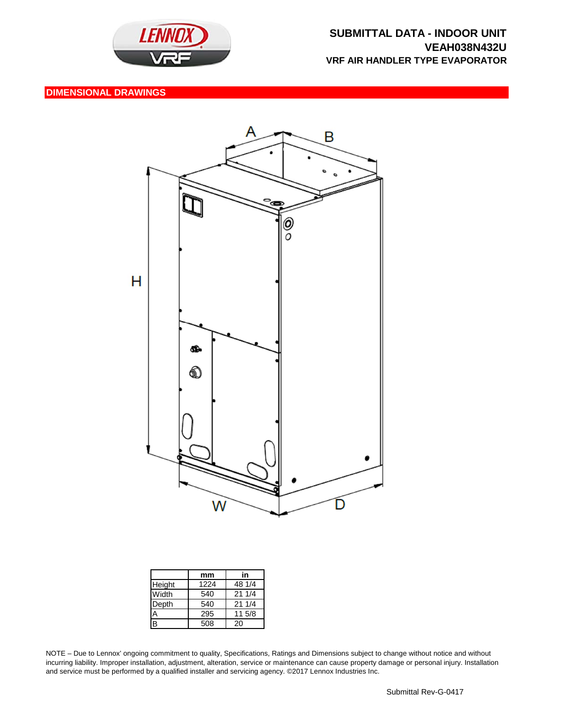# SUBMITTAL DATA - INDOOR UNIT
## VEAH038N432U
### VRF AIR HANDLER TYPE EVAPORATOR

## DIMENSIONAL DRAWINGS

A
B
H
W
D

| | mm | in |
|---|---|---|
| Height | 1224 | 48 1/4 |
| Width | 540 | 21 1/4 |
| Depth | 540 | 21 1/4 |
| A | 295 | 11 5/8 |
| B | 508 | 20 |

NOTE – Due to Lennox' ongoing commitment to quality, Specifications, Ratings and Dimensions subject to change without notice and without incurring liability. Improper installation, adjustment, alteration, service or maintenance can cause property damage or personal injury. Installation and service must be performed by a qualified installer and servicing agency. ©2017 Lennox Industries Inc.

Submittal Rev-G-0417